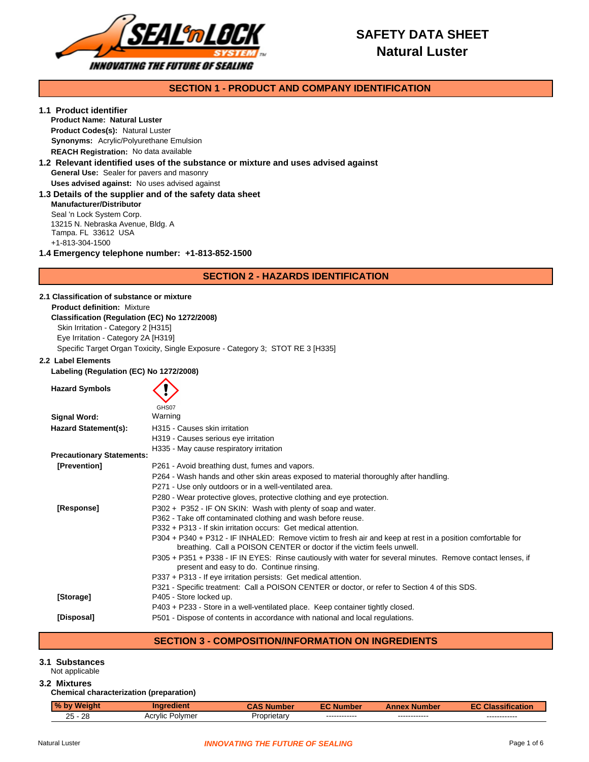# SAFETY DATA SHEET
# Natural Luster

## SECTION 1 - PRODUCT AND COMPANY IDENTIFICATION

### 1.1 Product identifier

**Product Name: Natural Luster**
**Product Codes(s):** Natural Luster
**Synonyms:** Acrylic/Polyurethane Emulsion
**REACH Registration:** No data available

### 1.2 Relevant identified uses of the substance or mixture and uses advised against

**General Use:** Sealer for pavers and masonry
**Uses advised against:** No uses advised against

### 1.3 Details of the supplier and of the safety data sheet

**Manufacturer/Distributor**
Seal 'n Lock System Corp.
13215 N. Nebraska Avenue, Bldg. A
Tampa. FL 33612 USA
+1-813-304-1500

### 1.4 Emergency telephone number: +1-813-852-1500

## SECTION 2 - HAZARDS IDENTIFICATION

### 2.1 Classification of substance or mixture

**Product definition:** Mixture
**Classification (Regulation (EC) No 1272/2008)**
Skin Irritation - Category 2 [H315]
Eye Irritation - Category 2A [H319]
Specific Target Organ Toxicity, Single Exposure - Category 3; STOT RE 3 [H335]

### 2.2 Label Elements

**Labeling (Regulation (EC) No 1272/2008)**

**Hazard Symbols** GHS07

**Signal Word:** Warning

**Hazard Statement(s):**
H315 - Causes skin irritation
H319 - Causes serious eye irritation
H335 - May cause respiratory irritation

**Precautionary Statements:**

**[Prevention]**
P261 - Avoid breathing dust, fumes and vapors.
P264 - Wash hands and other skin areas exposed to material thoroughly after handling.
P271 - Use only outdoors or in a well-ventilated area.
P280 - Wear protective gloves, protective clothing and eye protection.

**[Response]**
P302 + P352 - IF ON SKIN: Wash with plenty of soap and water.
P362 - Take off contaminated clothing and wash before reuse.
P332 + P313 - If skin irritation occurs: Get medical attention.
P304 + P340 + P312 - IF INHALED: Remove victim to fresh air and keep at rest in a position comfortable for breathing. Call a POISON CENTER or doctor if the victim feels unwell.
P305 + P351 + P338 - IF IN EYES: Rinse cautiously with water for several minutes. Remove contact lenses, if present and easy to do. Continue rinsing.
P337 + P313 - If eye irritation persists: Get medical attention.
P321 - Specific treatment: Call a POISON CENTER or doctor, or refer to Section 4 of this SDS.

**[Storage]**
P405 - Store locked up.
P403 + P233 - Store in a well-ventilated place. Keep container tightly closed.

**[Disposal]**
P501 - Dispose of contents in accordance with national and local regulations.

## SECTION 3 - COMPOSITION/INFORMATION ON INGREDIENTS

### 3.1 Substances

Not applicable

### 3.2 Mixtures

**Chemical characterization (preparation)**

| % by Weight | Ingredient | CAS Number | EC Number | Annex Number | EC Classification |
|---|---|---|---|---|---|
| 25 - 28 | Acrylic Polymer | Proprietary | ------------ | ------------ | ------------ |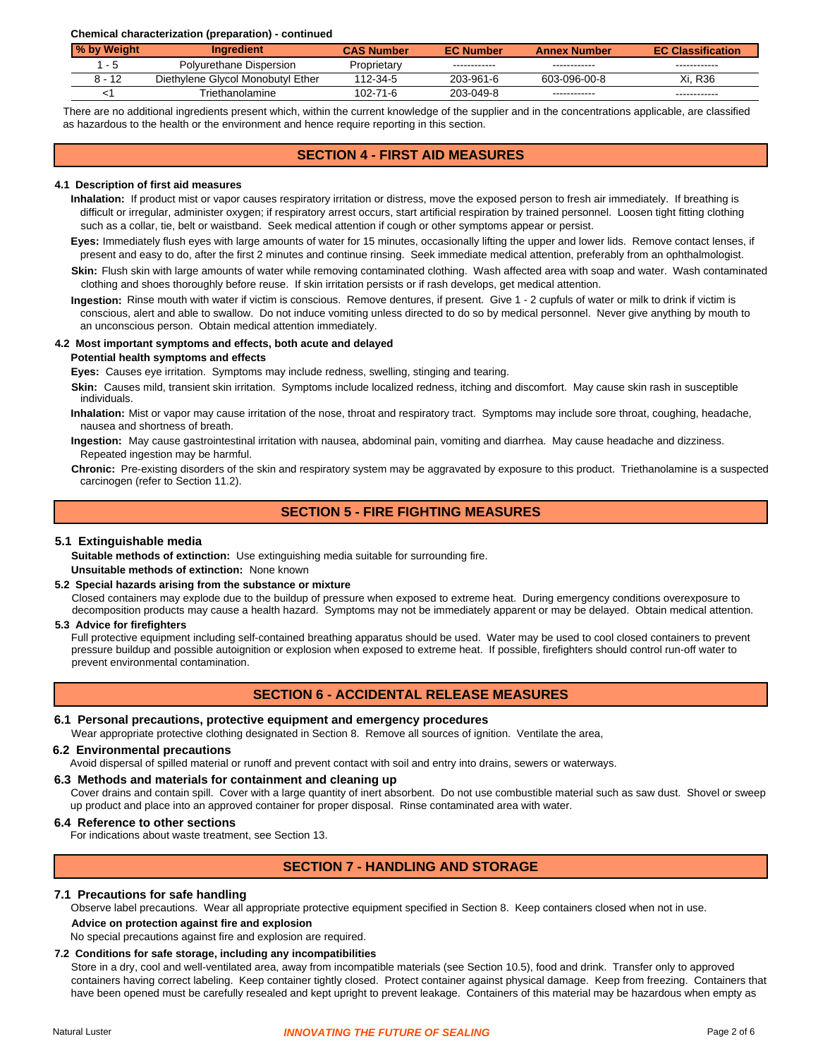**Chemical characterization (preparation) - continued**

| % by Weight | Ingredient | CAS Number | EC Number | Annex Number | EC Classification |
|---|---|---|---|---|---|
| 1 - 5 | Polyurethane Dispersion | Proprietary | ------------ | ------------ | ------------ |
| 8 - 12 | Diethylene Glycol Monobutyl Ether | 112-34-5 | 203-961-6 | 603-096-00-8 | Xi, R36 |
| <1 | Triethanolamine | 102-71-6 | 203-049-8 | ------------ | ------------ |

There are no additional ingredients present which, within the current knowledge of the supplier and in the concentrations applicable, are classified as hazardous to the health or the environment and hence require reporting in this section.

## SECTION 4 - FIRST AID MEASURES

### 4.1 Description of first aid measures

**Inhalation:** If product mist or vapor causes respiratory irritation or distress, move the exposed person to fresh air immediately. If breathing is difficult or irregular, administer oxygen; if respiratory arrest occurs, start artificial respiration by trained personnel. Loosen tight fitting clothing such as a collar, tie, belt or waistband. Seek medical attention if cough or other symptoms appear or persist.

**Eyes:** Immediately flush eyes with large amounts of water for 15 minutes, occasionally lifting the upper and lower lids. Remove contact lenses, if present and easy to do, after the first 2 minutes and continue rinsing. Seek immediate medical attention, preferably from an ophthalmologist.

**Skin:** Flush skin with large amounts of water while removing contaminated clothing. Wash affected area with soap and water. Wash contaminated clothing and shoes thoroughly before reuse. If skin irritation persists or if rash develops, get medical attention.

**Ingestion:** Rinse mouth with water if victim is conscious. Remove dentures, if present. Give 1 - 2 cupfuls of water or milk to drink if victim is conscious, alert and able to swallow. Do not induce vomiting unless directed to do so by medical personnel. Never give anything by mouth to an unconscious person. Obtain medical attention immediately.

### 4.2 Most important symptoms and effects, both acute and delayed

**Potential health symptoms and effects**

**Eyes:** Causes eye irritation. Symptoms may include redness, swelling, stinging and tearing.

**Skin:** Causes mild, transient skin irritation. Symptoms include localized redness, itching and discomfort. May cause skin rash in susceptible individuals.

**Inhalation:** Mist or vapor may cause irritation of the nose, throat and respiratory tract. Symptoms may include sore throat, coughing, headache, nausea and shortness of breath.

**Ingestion:** May cause gastrointestinal irritation with nausea, abdominal pain, vomiting and diarrhea. May cause headache and dizziness. Repeated ingestion may be harmful.

**Chronic:** Pre-existing disorders of the skin and respiratory system may be aggravated by exposure to this product. Triethanolamine is a suspected carcinogen (refer to Section 11.2).

## SECTION 5 - FIRE FIGHTING MEASURES

### 5.1 Extinguishable media

**Suitable methods of extinction:** Use extinguishing media suitable for surrounding fire.

**Unsuitable methods of extinction:** None known

### 5.2 Special hazards arising from the substance or mixture

Closed containers may explode due to the buildup of pressure when exposed to extreme heat. During emergency conditions overexposure to decomposition products may cause a health hazard. Symptoms may not be immediately apparent or may be delayed. Obtain medical attention.

### 5.3 Advice for firefighters

Full protective equipment including self-contained breathing apparatus should be used. Water may be used to cool closed containers to prevent pressure buildup and possible autoignition or explosion when exposed to extreme heat. If possible, firefighters should control run-off water to prevent environmental contamination.

## SECTION 6 - ACCIDENTAL RELEASE MEASURES

### 6.1 Personal precautions, protective equipment and emergency procedures

Wear appropriate protective clothing designated in Section 8. Remove all sources of ignition. Ventilate the area,

### 6.2 Environmental precautions

Avoid dispersal of spilled material or runoff and prevent contact with soil and entry into drains, sewers or waterways.

### 6.3 Methods and materials for containment and cleaning up

Cover drains and contain spill. Cover with a large quantity of inert absorbent. Do not use combustible material such as saw dust. Shovel or sweep up product and place into an approved container for proper disposal. Rinse contaminated area with water.

### 6.4 Reference to other sections

For indications about waste treatment, see Section 13.

## SECTION 7 - HANDLING AND STORAGE

### 7.1 Precautions for safe handling

Observe label precautions. Wear all appropriate protective equipment specified in Section 8. Keep containers closed when not in use.

**Advice on protection against fire and explosion**

No special precautions against fire and explosion are required.

### 7.2 Conditions for safe storage, including any incompatibilities

Store in a dry, cool and well-ventilated area, away from incompatible materials (see Section 10.5), food and drink. Transfer only to approved containers having correct labeling. Keep container tightly closed. Protect container against physical damage. Keep from freezing. Containers that have been opened must be carefully resealed and kept upright to prevent leakage. Containers of this material may be hazardous when empty as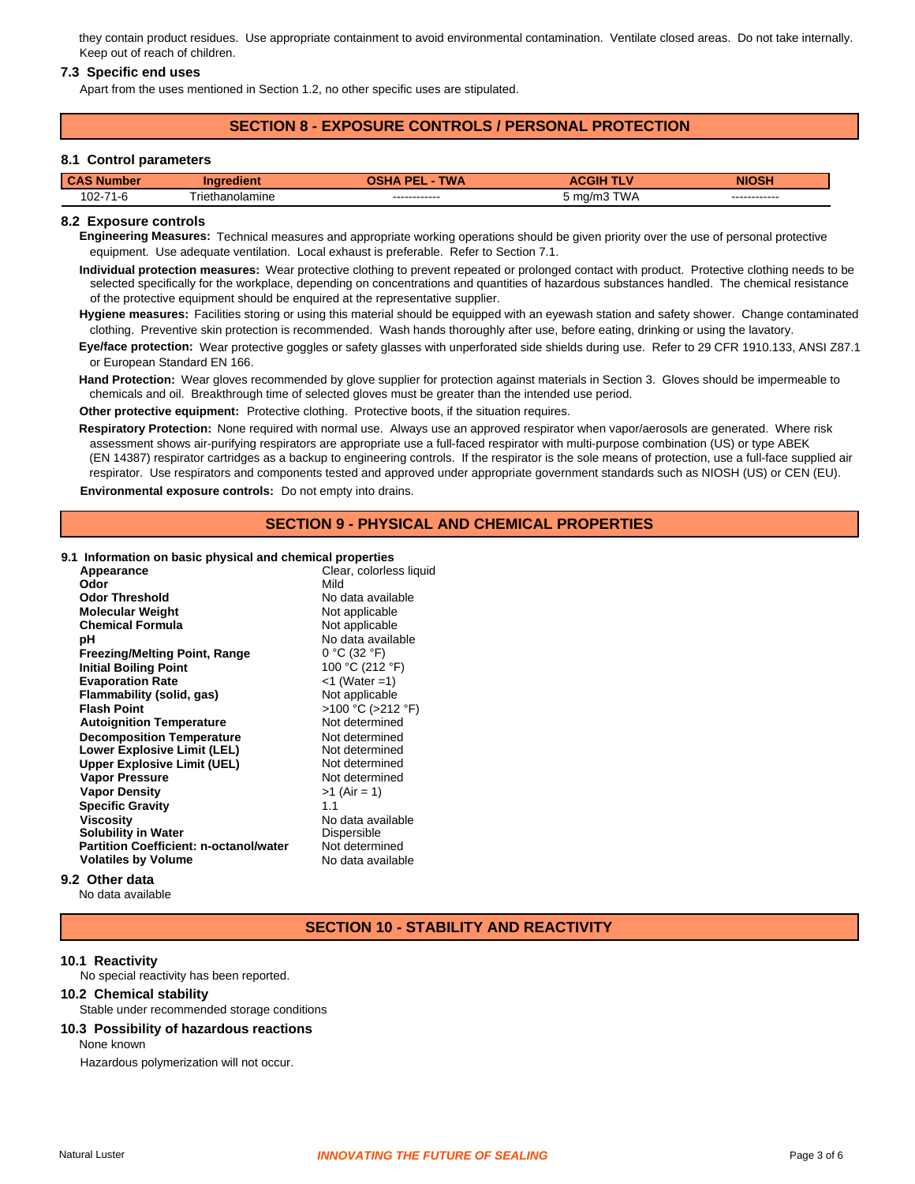they contain product residues. Use appropriate containment to avoid environmental contamination. Ventilate closed areas. Do not take internally. Keep out of reach of children.

### 7.3 Specific end uses

Apart from the uses mentioned in Section 1.2, no other specific uses are stipulated.

## SECTION 8 - EXPOSURE CONTROLS / PERSONAL PROTECTION

### 8.1 Control parameters

| CAS Number | Ingredient | OSHA PEL - TWA | ACGIH TLV | NIOSH |
|---|---|---|---|---|
| 102-71-6 | Triethanolamine | ------------ | 5 mg/m3 TWA | ------------ |

### 8.2 Exposure controls

**Engineering Measures:** Technical measures and appropriate working operations should be given priority over the use of personal protective equipment. Use adequate ventilation. Local exhaust is preferable. Refer to Section 7.1.

**Individual protection measures:** Wear protective clothing to prevent repeated or prolonged contact with product. Protective clothing needs to be selected specifically for the workplace, depending on concentrations and quantities of hazardous substances handled. The chemical resistance of the protective equipment should be enquired at the representative supplier.

**Hygiene measures:** Facilities storing or using this material should be equipped with an eyewash station and safety shower. Change contaminated clothing. Preventive skin protection is recommended. Wash hands thoroughly after use, before eating, drinking or using the lavatory.

**Eye/face protection:** Wear protective goggles or safety glasses with unperforated side shields during use. Refer to 29 CFR 1910.133, ANSI Z87.1 or European Standard EN 166.

**Hand Protection:** Wear gloves recommended by glove supplier for protection against materials in Section 3. Gloves should be impermeable to chemicals and oil. Breakthrough time of selected gloves must be greater than the intended use period.

**Other protective equipment:** Protective clothing. Protective boots, if the situation requires.

**Respiratory Protection:** None required with normal use. Always use an approved respirator when vapor/aerosols are generated. Where risk assessment shows air-purifying respirators are appropriate use a full-faced respirator with multi-purpose combination (US) or type ABEK (EN 14387) respirator cartridges as a backup to engineering controls. If the respirator is the sole means of protection, use a full-face supplied air respirator. Use respirators and components tested and approved under appropriate government standards such as NIOSH (US) or CEN (EU).

**Environmental exposure controls:** Do not empty into drains.

## SECTION 9 - PHYSICAL AND CHEMICAL PROPERTIES

### 9.1 Information on basic physical and chemical properties

| | |
|---|---|
| **Appearance** | Clear, colorless liquid |
| **Odor** | Mild |
| **Odor Threshold** | No data available |
| **Molecular Weight** | Not applicable |
| **Chemical Formula** | Not applicable |
| **pH** | No data available |
| **Freezing/Melting Point, Range** | 0 °C (32 °F) |
| **Initial Boiling Point** | 100 °C (212 °F) |
| **Evaporation Rate** | <1 (Water =1) |
| **Flammability (solid, gas)** | Not applicable |
| **Flash Point** | >100 °C (>212 °F) |
| **Autoignition Temperature** | Not determined |
| **Decomposition Temperature** | Not determined |
| **Lower Explosive Limit (LEL)** | Not determined |
| **Upper Explosive Limit (UEL)** | Not determined |
| **Vapor Pressure** | Not determined |
| **Vapor Density** | >1 (Air = 1) |
| **Specific Gravity** | 1.1 |
| **Viscosity** | No data available |
| **Solubility in Water** | Dispersible |
| **Partition Coefficient: n-octanol/water** | Not determined |
| **Volatiles by Volume** | No data available |

### 9.2 Other data

No data available

## SECTION 10 - STABILITY AND REACTIVITY

### 10.1 Reactivity

No special reactivity has been reported.

### 10.2 Chemical stability

Stable under recommended storage conditions

### 10.3 Possibility of hazardous reactions

None known

Hazardous polymerization will not occur.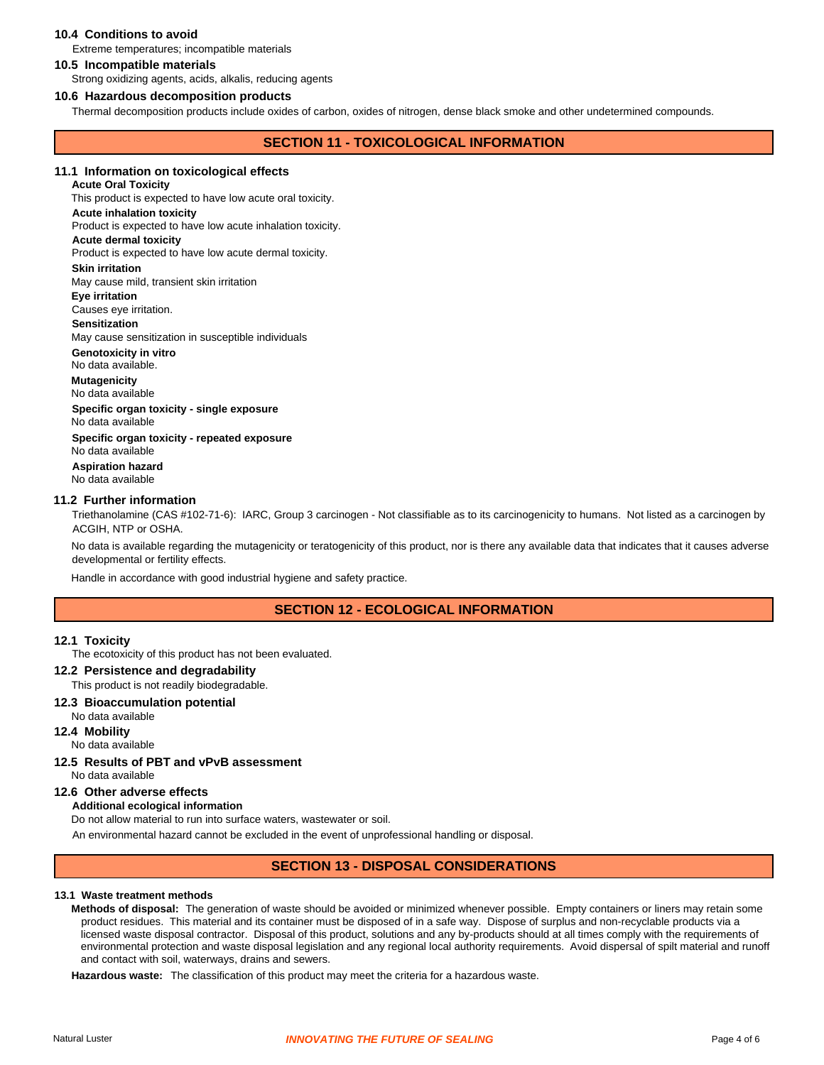### 10.4 Conditions to avoid

Extreme temperatures; incompatible materials

### 10.5 Incompatible materials

Strong oxidizing agents, acids, alkalis, reducing agents

### 10.6 Hazardous decomposition products

Thermal decomposition products include oxides of carbon, oxides of nitrogen, dense black smoke and other undetermined compounds.

## SECTION 11 - TOXICOLOGICAL INFORMATION

### 11.1 Information on toxicological effects

**Acute Oral Toxicity**

This product is expected to have low acute oral toxicity.

**Acute inhalation toxicity**

Product is expected to have low acute inhalation toxicity.

**Acute dermal toxicity**

Product is expected to have low acute dermal toxicity.

**Skin irritation**

May cause mild, transient skin irritation

**Eye irritation**

Causes eye irritation.

**Sensitization**

May cause sensitization in susceptible individuals

**Genotoxicity in vitro**

No data available.

**Mutagenicity**

No data available

**Specific organ toxicity - single exposure**

No data available

**Specific organ toxicity - repeated exposure**

No data available

**Aspiration hazard**

No data available

### 11.2 Further information

Triethanolamine (CAS #102-71-6): IARC, Group 3 carcinogen - Not classifiable as to its carcinogenicity to humans. Not listed as a carcinogen by ACGIH, NTP or OSHA.

No data is available regarding the mutagenicity or teratogenicity of this product, nor is there any available data that indicates that it causes adverse developmental or fertility effects.

Handle in accordance with good industrial hygiene and safety practice.

## SECTION 12 - ECOLOGICAL INFORMATION

### 12.1 Toxicity

The ecotoxicity of this product has not been evaluated.

### 12.2 Persistence and degradability

This product is not readily biodegradable.

### 12.3 Bioaccumulation potential

No data available

### 12.4 Mobility

No data available

### 12.5 Results of PBT and vPvB assessment

No data available

### 12.6 Other adverse effects

**Additional ecological information**

Do not allow material to run into surface waters, wastewater or soil.

An environmental hazard cannot be excluded in the event of unprofessional handling or disposal.

## SECTION 13 - DISPOSAL CONSIDERATIONS

### 13.1 Waste treatment methods

**Methods of disposal:** The generation of waste should be avoided or minimized whenever possible. Empty containers or liners may retain some product residues. This material and its container must be disposed of in a safe way. Dispose of surplus and non-recyclable products via a licensed waste disposal contractor. Disposal of this product, solutions and any by-products should at all times comply with the requirements of environmental protection and waste disposal legislation and any regional local authority requirements. Avoid dispersal of spilt material and runoff and contact with soil, waterways, drains and sewers.

**Hazardous waste:** The classification of this product may meet the criteria for a hazardous waste.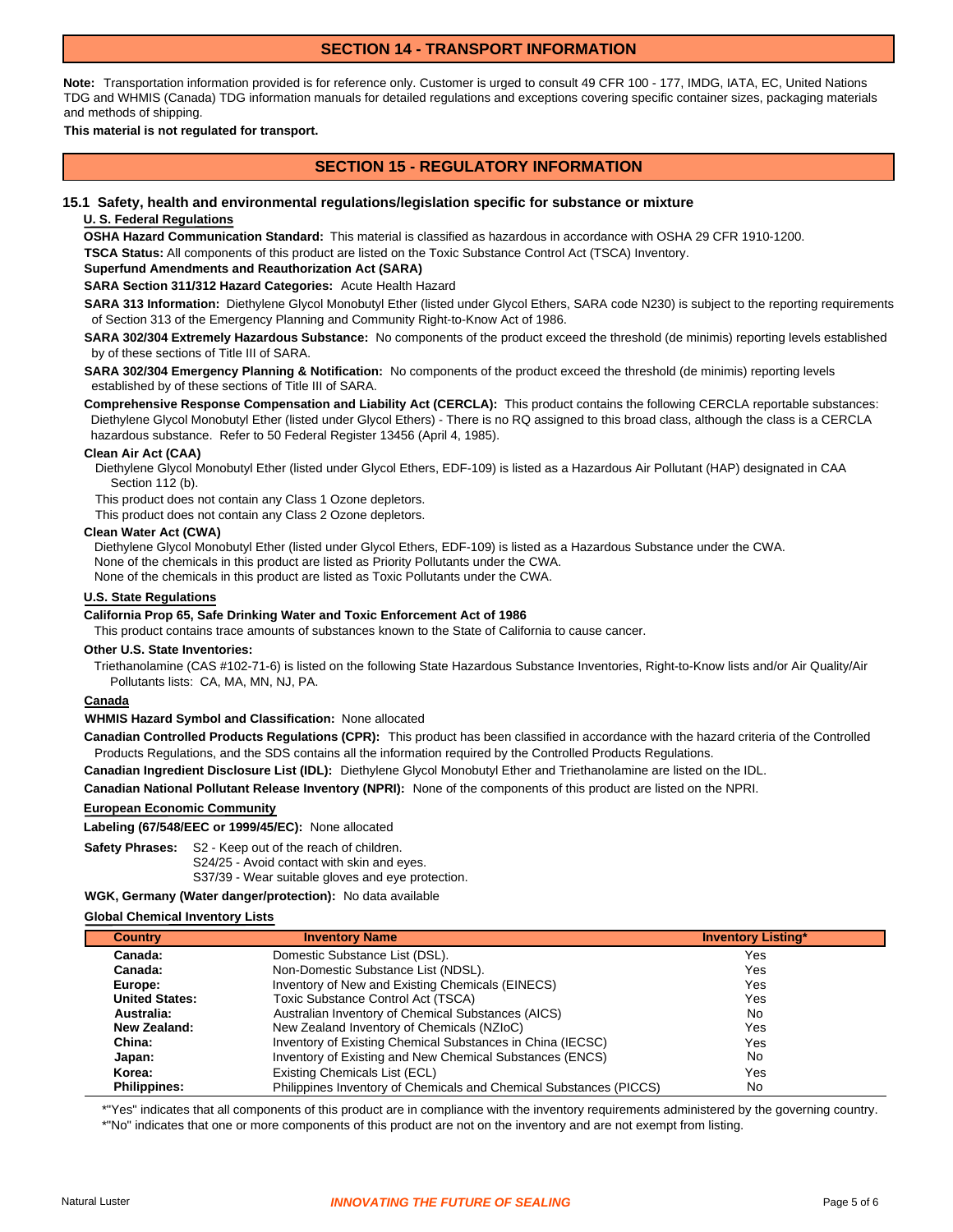## SECTION 14 - TRANSPORT INFORMATION

**Note:** Transportation information provided is for reference only. Customer is urged to consult 49 CFR 100 - 177, IMDG, IATA, EC, United Nations TDG and WHMIS (Canada) TDG information manuals for detailed regulations and exceptions covering specific container sizes, packaging materials and methods of shipping.

**This material is not regulated for transport.**

## SECTION 15 - REGULATORY INFORMATION

### 15.1 Safety, health and environmental regulations/legislation specific for substance or mixture

**U. S. Federal Regulations**

**OSHA Hazard Communication Standard:** This material is classified as hazardous in accordance with OSHA 29 CFR 1910-1200.

**TSCA Status:** All components of this product are listed on the Toxic Substance Control Act (TSCA) Inventory.

**Superfund Amendments and Reauthorization Act (SARA)**

**SARA Section 311/312 Hazard Categories:** Acute Health Hazard

**SARA 313 Information:** Diethylene Glycol Monobutyl Ether (listed under Glycol Ethers, SARA code N230) is subject to the reporting requirements of Section 313 of the Emergency Planning and Community Right-to-Know Act of 1986.

**SARA 302/304 Extremely Hazardous Substance:** No components of the product exceed the threshold (de minimis) reporting levels established by of these sections of Title III of SARA.

**SARA 302/304 Emergency Planning & Notification:** No components of the product exceed the threshold (de minimis) reporting levels established by of these sections of Title III of SARA.

**Comprehensive Response Compensation and Liability Act (CERCLA):** This product contains the following CERCLA reportable substances: Diethylene Glycol Monobutyl Ether (listed under Glycol Ethers) - There is no RQ assigned to this broad class, although the class is a CERCLA hazardous substance. Refer to 50 Federal Register 13456 (April 4, 1985).

**Clean Air Act (CAA)**

Diethylene Glycol Monobutyl Ether (listed under Glycol Ethers, EDF-109) is listed as a Hazardous Air Pollutant (HAP) designated in CAA Section 112 (b).

This product does not contain any Class 1 Ozone depletors.

This product does not contain any Class 2 Ozone depletors.

**Clean Water Act (CWA)**

Diethylene Glycol Monobutyl Ether (listed under Glycol Ethers, EDF-109) is listed as a Hazardous Substance under the CWA.

None of the chemicals in this product are listed as Priority Pollutants under the CWA.

None of the chemicals in this product are listed as Toxic Pollutants under the CWA.

**U.S. State Regulations**

**California Prop 65, Safe Drinking Water and Toxic Enforcement Act of 1986**

This product contains trace amounts of substances known to the State of California to cause cancer.

**Other U.S. State Inventories:**

Triethanolamine (CAS #102-71-6) is listed on the following State Hazardous Substance Inventories, Right-to-Know lists and/or Air Quality/Air Pollutants lists: CA, MA, MN, NJ, PA.

**Canada**

**WHMIS Hazard Symbol and Classification:** None allocated

**Canadian Controlled Products Regulations (CPR):** This product has been classified in accordance with the hazard criteria of the Controlled Products Regulations, and the SDS contains all the information required by the Controlled Products Regulations.

**Canadian Ingredient Disclosure List (IDL):** Diethylene Glycol Monobutyl Ether and Triethanolamine are listed on the IDL.

**Canadian National Pollutant Release Inventory (NPRI):** None of the components of this product are listed on the NPRI.

**European Economic Community**

**Labeling (67/548/EEC or 1999/45/EC):** None allocated

**Safety Phrases:**
S2 - Keep out of the reach of children.
S24/25 - Avoid contact with skin and eyes.
S37/39 - Wear suitable gloves and eye protection.

**WGK, Germany (Water danger/protection):** No data available

**Global Chemical Inventory Lists**

| Country | Inventory Name | Inventory Listing* |
|---|---|---|
| **Canada:** | Domestic Substance List (DSL). | Yes |
| **Canada:** | Non-Domestic Substance List (NDSL). | Yes |
| **Europe:** | Inventory of New and Existing Chemicals (EINECS) | Yes |
| **United States:** | Toxic Substance Control Act (TSCA) | Yes |
| **Australia:** | Australian Inventory of Chemical Substances (AICS) | No |
| **New Zealand:** | New Zealand Inventory of Chemicals (NZIoC) | Yes |
| **China:** | Inventory of Existing Chemical Substances in China (IECSC) | Yes |
| **Japan:** | Inventory of Existing and New Chemical Substances (ENCS) | No |
| **Korea:** | Existing Chemicals List (ECL) | Yes |
| **Philippines:** | Philippines Inventory of Chemicals and Chemical Substances (PICCS) | No |

*"Yes" indicates that all components of this product are in compliance with the inventory requirements administered by the governing country.

*"No" indicates that one or more components of this product are not on the inventory and are not exempt from listing.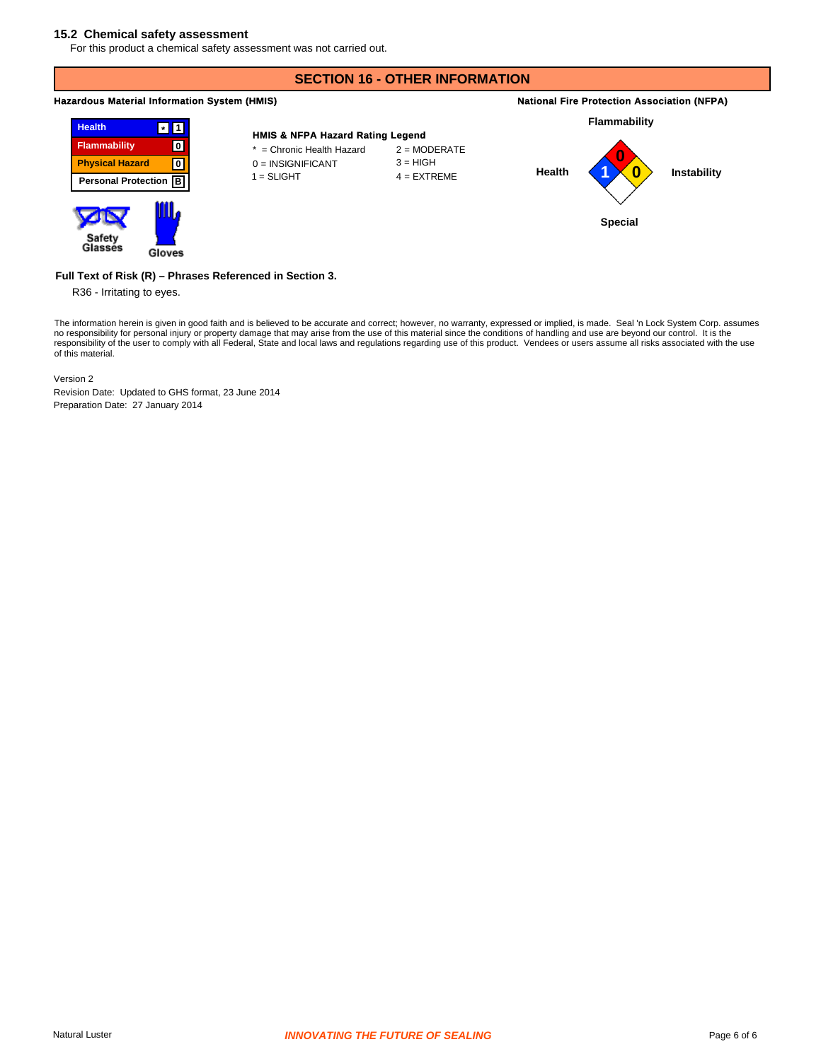### 15.2 Chemical safety assessment

For this product a chemical safety assessment was not carried out.

## SECTION 16 - OTHER INFORMATION

**Hazardous Material Information System (HMIS)**

| | | |
|---|---|---|
| Health | * | 1 |
| Flammability | | 0 |
| Physical Hazard | | 0 |
| Personal Protection | | B |

Safety Glasses

Gloves

**HMIS & NFPA Hazard Rating Legend**

| | |
|---|---|
| * = Chronic Health Hazard | 2 = MODERATE |
| 0 = INSIGNIFICANT | 3 = HIGH |
| 1 = SLIGHT | 4 = EXTREME |

**National Fire Protection Association (NFPA)**

Flammability: 0

Health: 1

Instability: 0

Special

**Full Text of Risk (R) – Phrases Referenced in Section 3.**

R36 - Irritating to eyes.

The information herein is given in good faith and is believed to be accurate and correct; however, no warranty, expressed or implied, is made. Seal 'n Lock System Corp. assumes no responsibility for personal injury or property damage that may arise from the use of this material since the conditions of handling and use are beyond our control. It is the responsibility of the user to comply with all Federal, State and local laws and regulations regarding use of this product. Vendees or users assume all risks associated with the use of this material.

Version 2

Revision Date: Updated to GHS format, 23 June 2014

Preparation Date: 27 January 2014